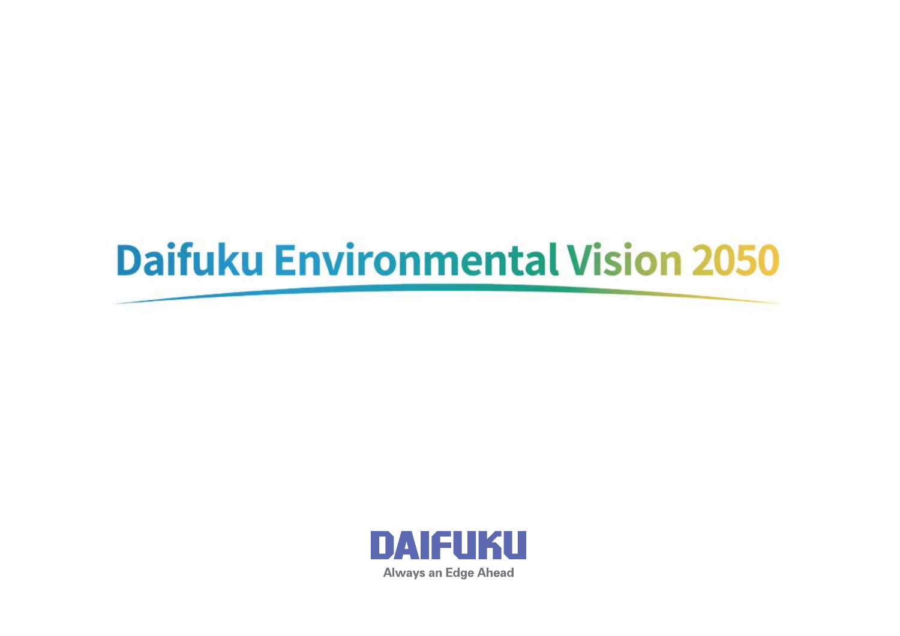# Daifuku Environmental Vision 2050

DAIFUKU

Always an Edge Ahead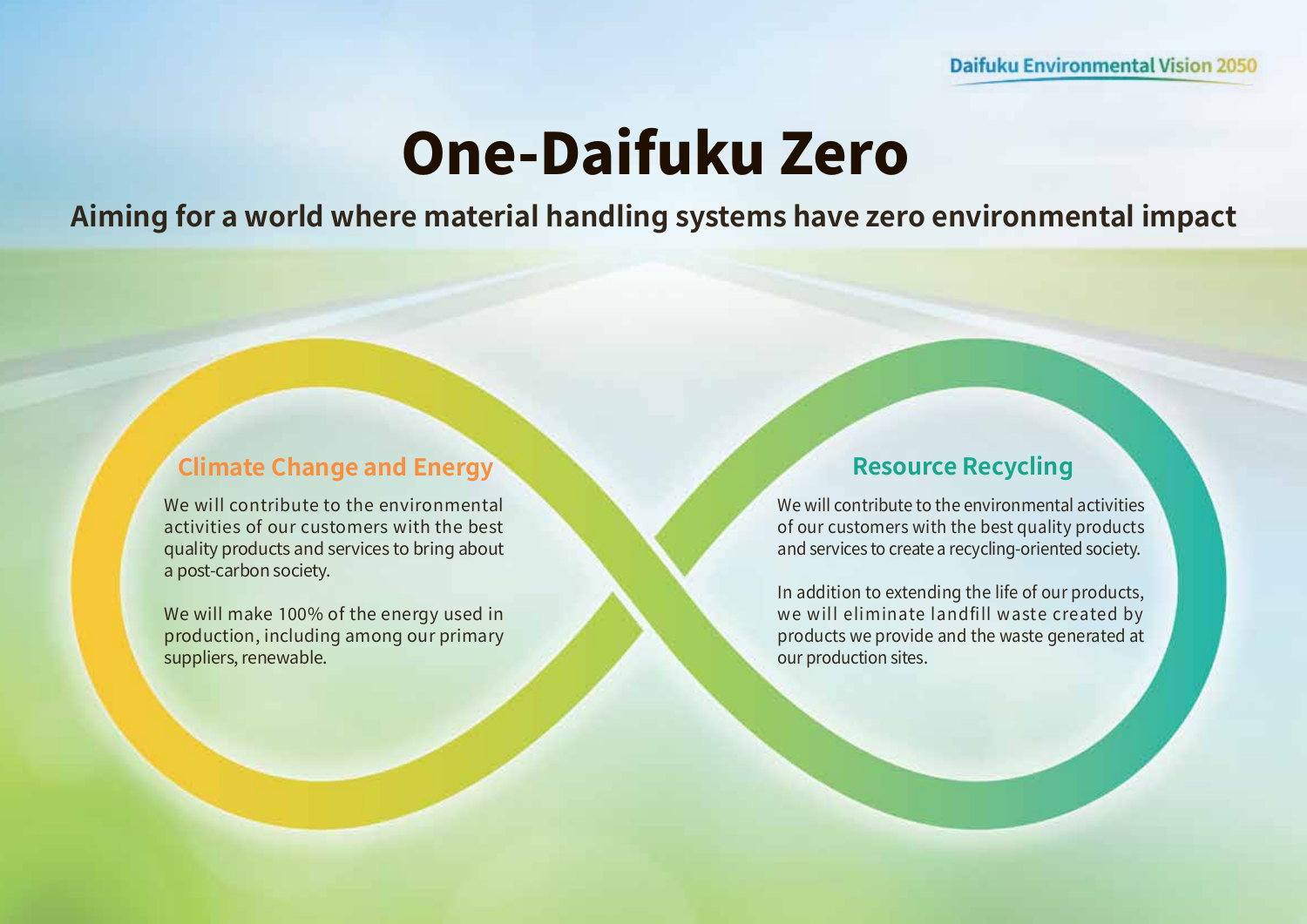Daifuku Environmental Vision 2050

# One-Daifuku Zero

## Aiming for a world where material handling systems have zero environmental impact

### Climate Change and Energy

We will contribute to the environmental activities of our customers with the best quality products and services to bring about a post-carbon society.

We will make 100% of the energy used in production, including among our primary suppliers, renewable.

### Resource Recycling

We will contribute to the environmental activities of our customers with the best quality products and services to create a recycling-oriented society.

In addition to extending the life of our products, we will eliminate landfill waste created by products we provide and the waste generated at our production sites.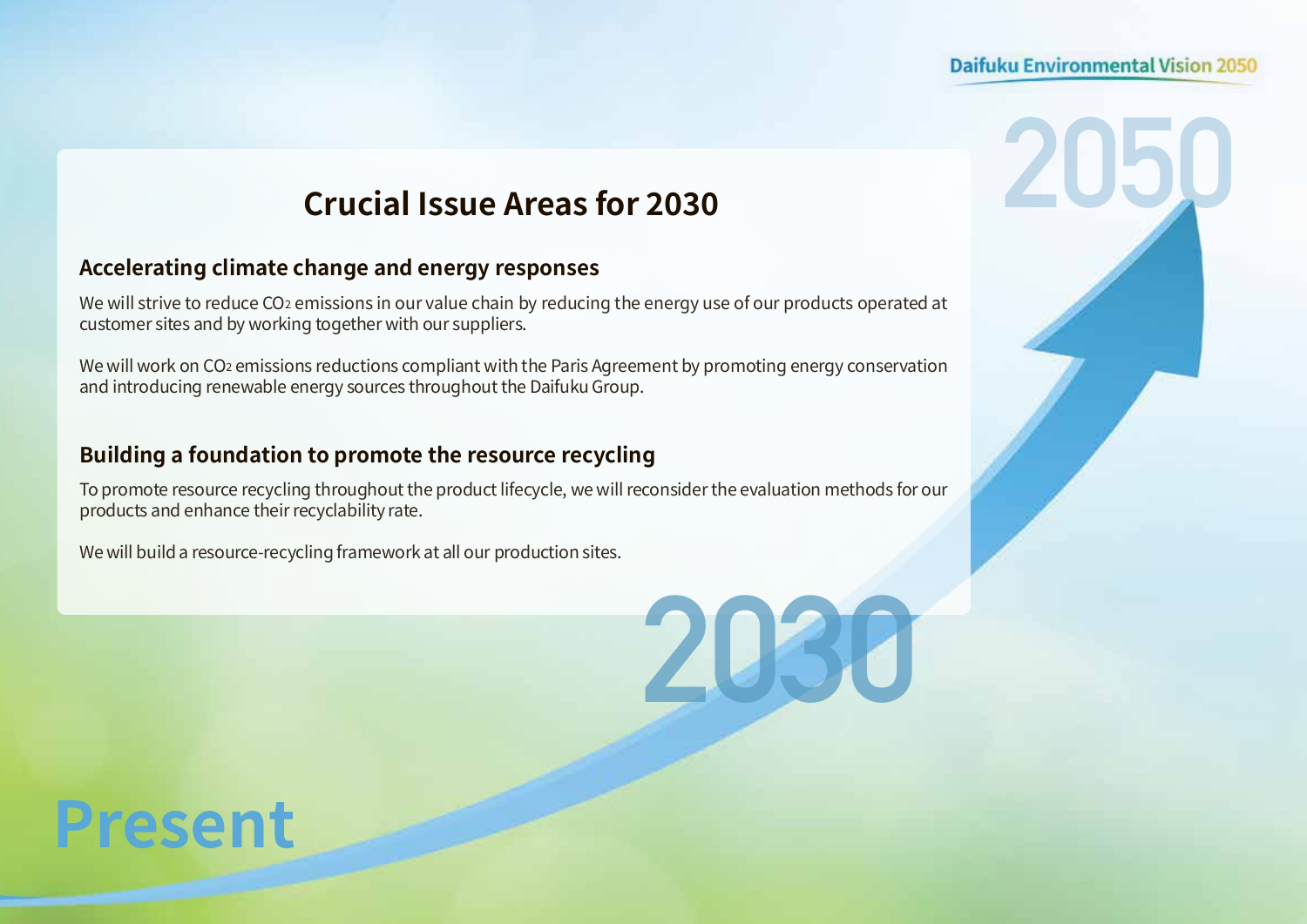# Crucial Issue Areas for 2030

## Accelerating climate change and energy responses

We will strive to reduce $CO_2$ emissions in our value chain by reducing the energy use of our products operated at customer sites and by working together with our suppliers.

We will work on $CO_2$ emissions reductions compliant with the Paris Agreement by promoting energy conservation and introducing renewable energy sources throughout the Daifuku Group.

## Building a foundation to promote the resource recycling

To promote resource recycling throughout the product lifecycle, we will reconsider the evaluation methods for our products and enhance their recyclability rate.

We will build a resource-recycling framework at all our production sites.

2030

2050

Present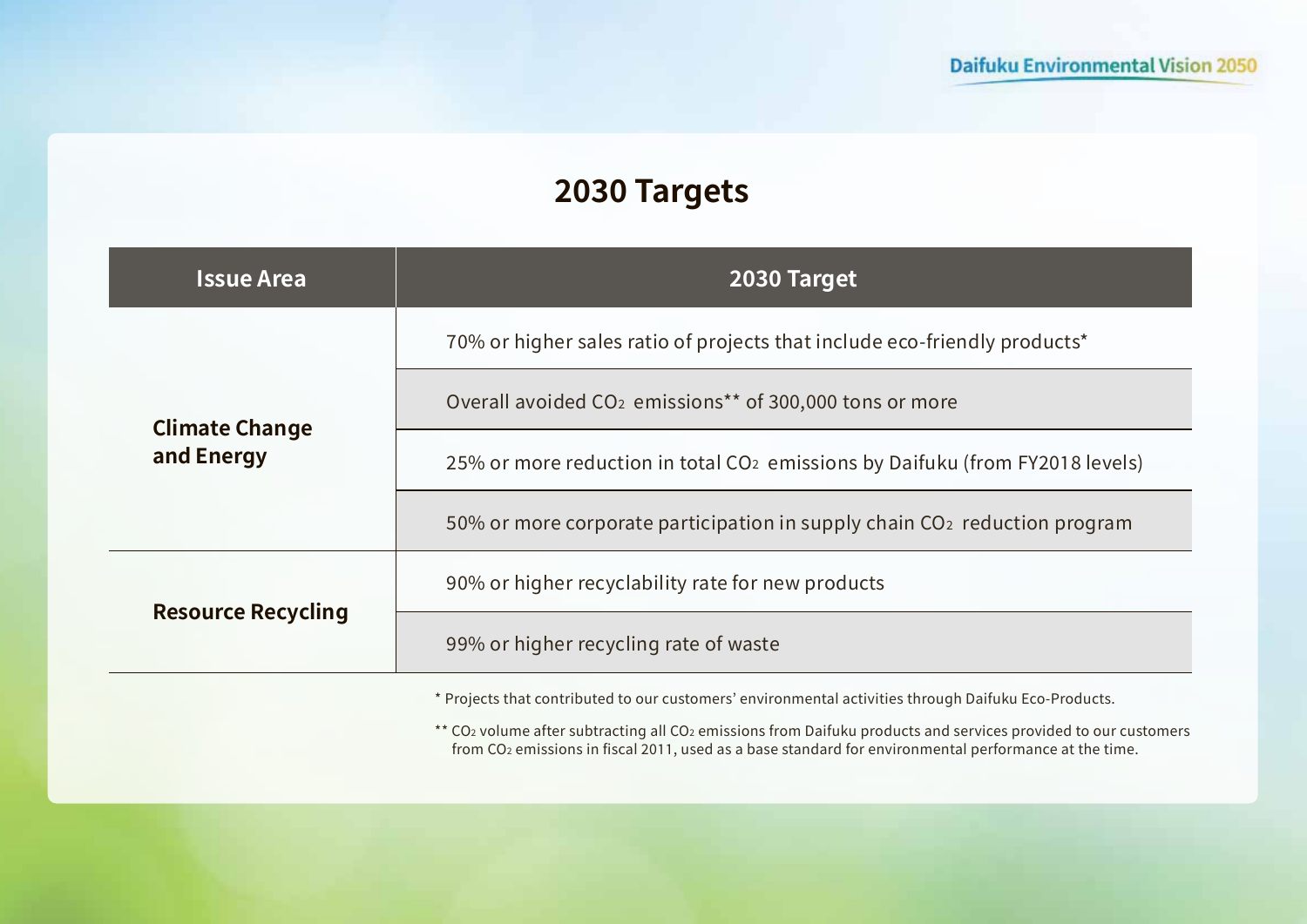## 2030 Targets

| Issue Area | 2030 Target |
| --- | --- |
| Climate Change and Energy | 70% or higher sales ratio of projects that include eco-friendly products* |
| | Overall avoided $CO_2$ emissions** of 300,000 tons or more |
| | 25% or more reduction in total $CO_2$ emissions by Daifuku (from FY2018 levels) |
| | 50% or more corporate participation in supply chain $CO_2$ reduction program |
| Resource Recycling | 90% or higher recyclability rate for new products |
| | 99% or higher recycling rate of waste |

* Projects that contributed to our customers' environmental activities through Daifuku Eco-Products.

** $CO_2$ volume after subtracting all $CO_2$ emissions from Daifuku products and services provided to our customers from $CO_2$ emissions in fiscal 2011, used as a base standard for environmental performance at the time.